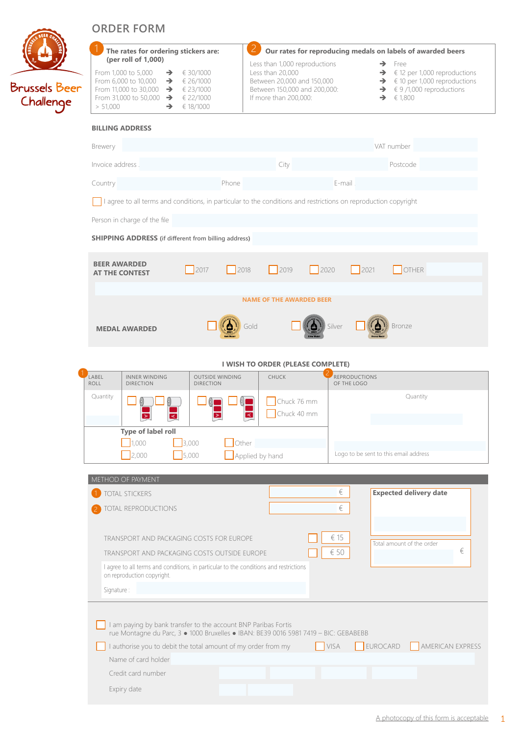Brussels Beer Challenge

# ORDER FORM

**1 The rates for ordering stickers are: (per roll of 1,000)**

| | | |
|---|---|---|
| From 1,000 to 5,000 | ➔ | € 30/1000 |
| From 6,000 to 10,000 | ➔ | € 26/1000 |
| From 11,000 to 30,000 | ➔ | € 23/1000 |
| From 31,000 to 50,000 | ➔ | € 22/1000 |
| > 51,000 | ➔ | € 18/1000 |

**2 Our rates for reproducing medals on labels of awarded beers**

| | | |
|---|---|---|
| Less than 1,000 reproductions | ➔ | Free |
| Less than 20,000 | ➔ | € 12 per 1,000 reproductions |
| Between 20,000 and 150,000 | ➔ | € 10 per 1,000 reproductions |
| Between 150,000 and 200,000: | ➔ | € 9 /1,000 reproductions |
| If more than 200,000: | ➔ | € 1,800 |

## BILLING ADDRESS

Brewery ______ VAT number ______

Invoice address ______ City ______ Postcode ______

Country ______ Phone ______ E-mail ______

☐ I agree to all terms and conditions, in particular to the conditions and restrictions on reproduction copyright

Person in charge of the file ______

**SHIPPING ADDRESS** (if different from billing address) ______

**BEER AWARDED AT THE CONTEST** ☐ 2017 ☐ 2018 ☐ 2019 ☐ 2020 ☐ 2021 ☐ OTHER ______

NAME OF THE AWARDED BEER ______

**MEDAL AWARDED** ☐ Gold ☐ Silver ☐ Bronze

## I WISH TO ORDER (PLEASE COMPLETE)

| 1 LABEL ROLL | INNER WINDING DIRECTION | OUTSIDE WINDING DIRECTION | CHUCK | 2 REPRODUCTIONS OF THE LOGO |
|---|---|---|---|---|
| Quantity ______ | ☐ ☐ | ☐ ☐ | ☐ Chuck 76 mm ☐ Chuck 40 mm | Quantity ______ |

**Type of label roll**

☐ 1,000 ☐ 3,000 ☐ Other ______
☐ 2,000 ☐ 5,000 ☐ Applied by hand

Logo to be sent to this email address ______

## METHOD OF PAYMENT

| | | |
|---|---|---|
| 1 TOTAL STICKERS | | € |
| 2 TOTAL REPRODUCTIONS | | € |
| TRANSPORT AND PACKAGING COSTS FOR EUROPE | ☐ | € 15 |
| TRANSPORT AND PACKAGING COSTS OUTSIDE EUROPE | ☐ | € 50 |

**Expected delivery date** ______

Total amount of the order ______ €

I agree to all terms and conditions, in particular to the conditions and restrictions on reproduction copyright.

Signature : ______

☐ I am paying by bank transfer to the account BNP Paribas Fortis
rue Montagne du Parc, 3 • 1000 Bruxelles • IBAN: BE39 0016 5981 7419 – BIC: GEBABEBB

☐ I authorise you to debit the total amount of my order from my ☐ VISA ☐ EUROCARD ☐ AMERICAN EXPRESS

Name of card holder ______

Credit card number ______

Expiry date ______

A photocopy of this form is acceptable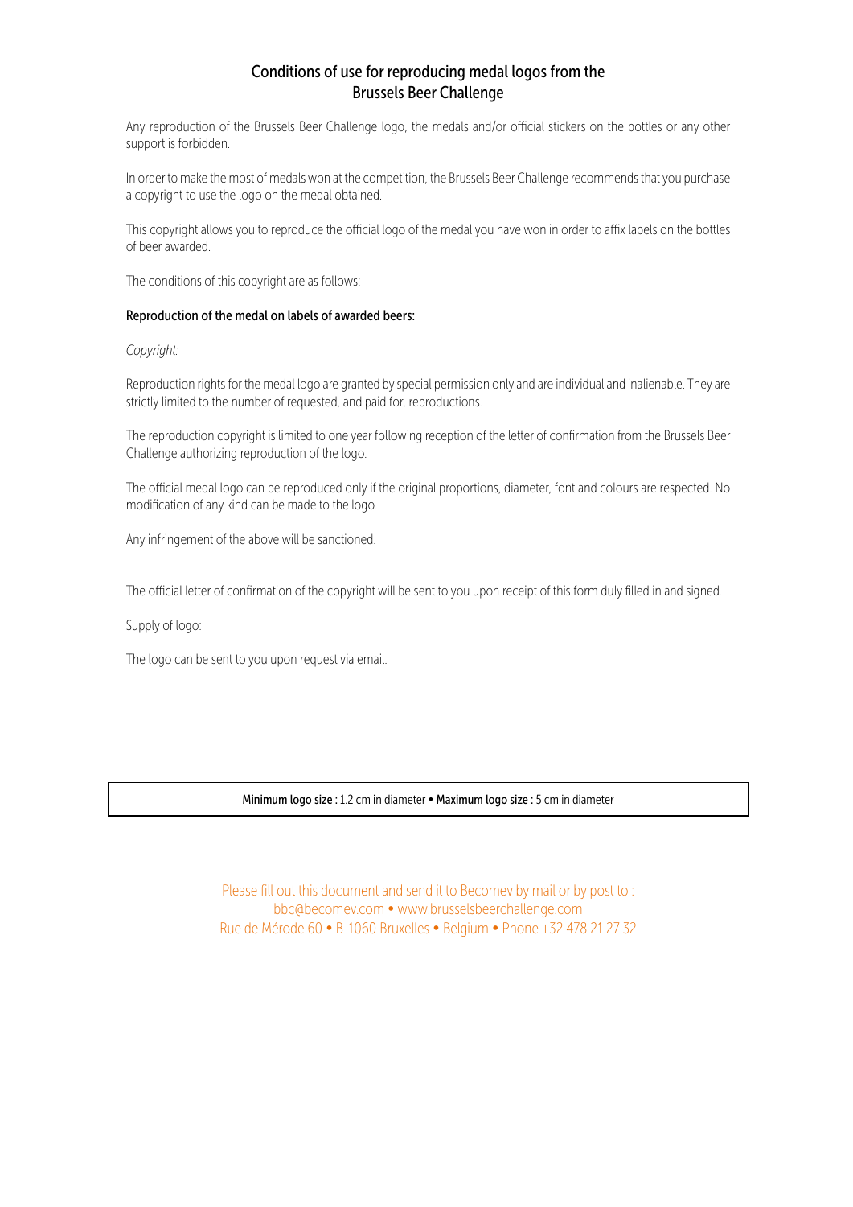# Conditions of use for reproducing medal logos from the Brussels Beer Challenge

Any reproduction of the Brussels Beer Challenge logo, the medals and/or official stickers on the bottles or any other support is forbidden.

In order to make the most of medals won at the competition, the Brussels Beer Challenge recommends that you purchase a copyright to use the logo on the medal obtained.

This copyright allows you to reproduce the official logo of the medal you have won in order to affix labels on the bottles of beer awarded.

The conditions of this copyright are as follows:

**Reproduction of the medal on labels of awarded beers:**

*Copyright:*

Reproduction rights for the medal logo are granted by special permission only and are individual and inalienable. They are strictly limited to the number of requested, and paid for, reproductions.

The reproduction copyright is limited to one year following reception of the letter of confirmation from the Brussels Beer Challenge authorizing reproduction of the logo.

The official medal logo can be reproduced only if the original proportions, diameter, font and colours are respected. No modification of any kind can be made to the logo.

Any infringement of the above will be sanctioned.

The official letter of confirmation of the copyright will be sent to you upon receipt of this form duly filled in and signed.

Supply of logo:

The logo can be sent to you upon request via email.

**Minimum logo size :** 1.2 cm in diameter • **Maximum logo size :** 5 cm in diameter

Please fill out this document and send it to Becomev by mail or by post to :
bbc@becomev.com • www.brusselsbeerchallenge.com
Rue de Mérode 60 • B-1060 Bruxelles • Belgium • Phone +32 478 21 27 32